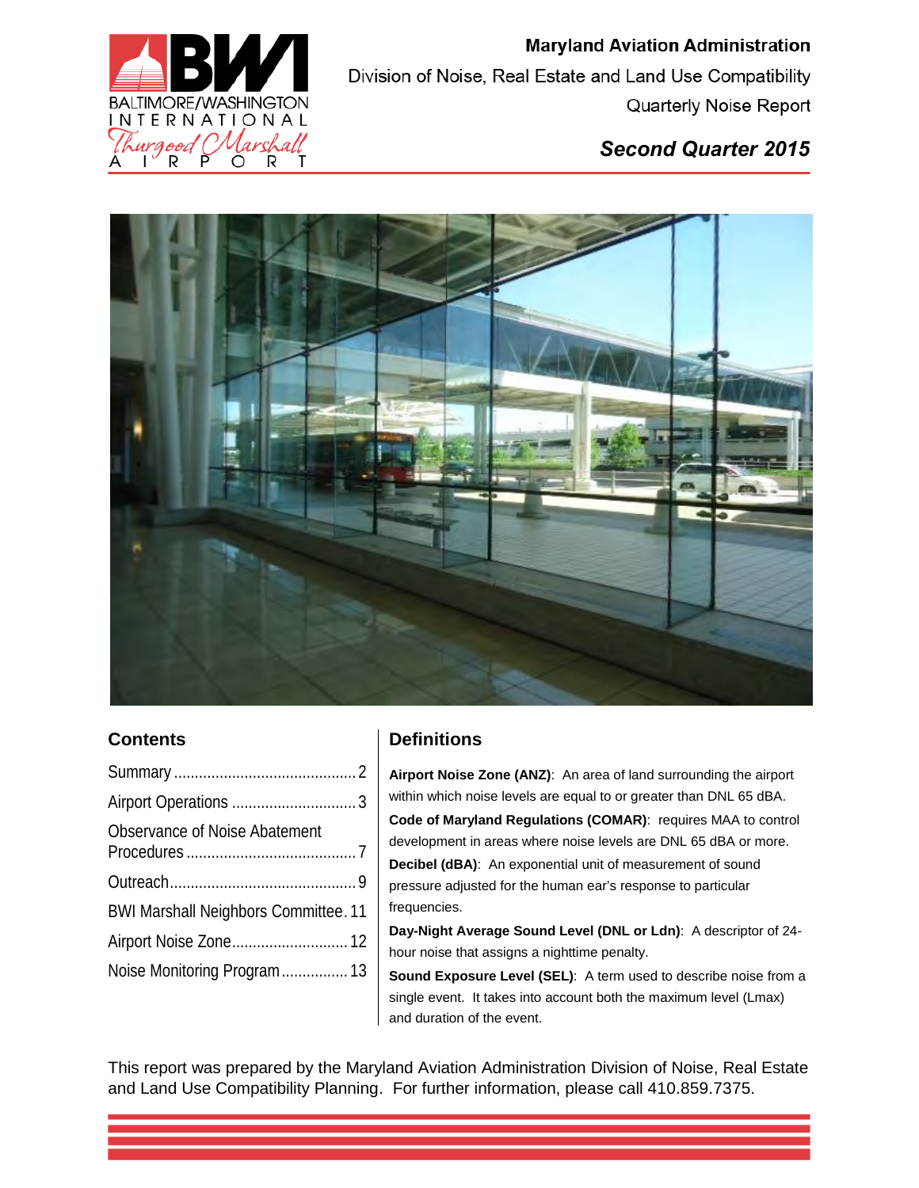**Maryland Aviation Administration**

Division of Noise, Real Estate and Land Use Compatibility

Quarterly Noise Report

# *Second Quarter 2015*

## Contents

Summary ............................................ 2

Airport Operations .............................. 3

Observance of Noise Abatement Procedures ......................................... 7

Outreach............................................. 9

BWI Marshall Neighbors Committee. 11

Airport Noise Zone............................ 12

Noise Monitoring Program................ 13

## Definitions

**Airport Noise Zone (ANZ)**: An area of land surrounding the airport within which noise levels are equal to or greater than DNL 65 dBA.

**Code of Maryland Regulations (COMAR)**: requires MAA to control development in areas where noise levels are DNL 65 dBA or more.

**Decibel (dBA)**: An exponential unit of measurement of sound pressure adjusted for the human ear's response to particular frequencies.

**Day-Night Average Sound Level (DNL or Ldn)**: A descriptor of 24-hour noise that assigns a nighttime penalty.

**Sound Exposure Level (SEL)**: A term used to describe noise from a single event. It takes into account both the maximum level (Lmax) and duration of the event.

This report was prepared by the Maryland Aviation Administration Division of Noise, Real Estate and Land Use Compatibility Planning. For further information, please call 410.859.7375.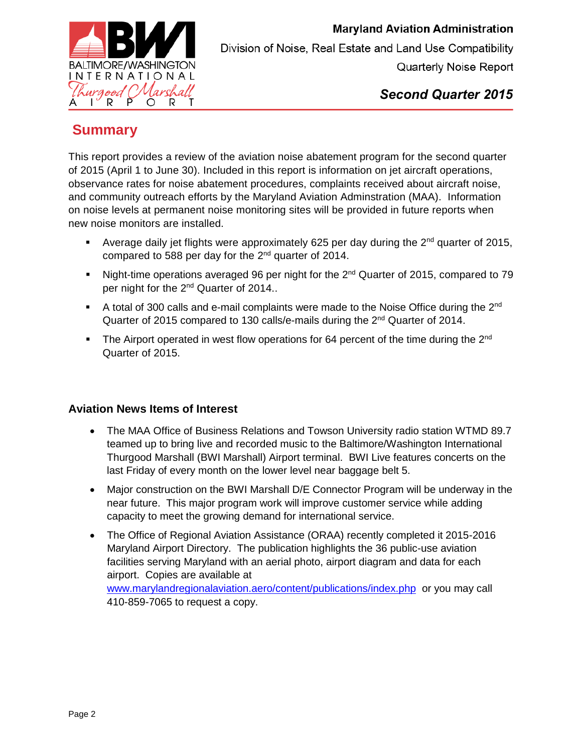Maryland Aviation Administration

Division of Noise, Real Estate and Land Use Compatibility

Quarterly Noise Report

***Second Quarter 2015***

## Summary

This report provides a review of the aviation noise abatement program for the second quarter of 2015 (April 1 to June 30). Included in this report is information on jet aircraft operations, observance rates for noise abatement procedures, complaints received about aircraft noise, and community outreach efforts by the Maryland Aviation Adminstration (MAA). Information on noise levels at permanent noise monitoring sites will be provided in future reports when new noise monitors are installed.

- Average daily jet flights were approximately 625 per day during the 2nd quarter of 2015, compared to 588 per day for the 2nd quarter of 2014.
- Night-time operations averaged 96 per night for the 2nd Quarter of 2015, compared to 79 per night for the 2nd Quarter of 2014..
- A total of 300 calls and e-mail complaints were made to the Noise Office during the 2nd Quarter of 2015 compared to 130 calls/e-mails during the 2nd Quarter of 2014.
- The Airport operated in west flow operations for 64 percent of the time during the 2nd Quarter of 2015.

### Aviation News Items of Interest

- The MAA Office of Business Relations and Towson University radio station WTMD 89.7 teamed up to bring live and recorded music to the Baltimore/Washington International Thurgood Marshall (BWI Marshall) Airport terminal. BWI Live features concerts on the last Friday of every month on the lower level near baggage belt 5.
- Major construction on the BWI Marshall D/E Connector Program will be underway in the near future. This major program work will improve customer service while adding capacity to meet the growing demand for international service.
- The Office of Regional Aviation Assistance (ORAA) recently completed it 2015-2016 Maryland Airport Directory. The publication highlights the 36 public-use aviation facilities serving Maryland with an aerial photo, airport diagram and data for each airport. Copies are available at www.marylandregionalaviation.aero/content/publications/index.php or you may call 410-859-7065 to request a copy.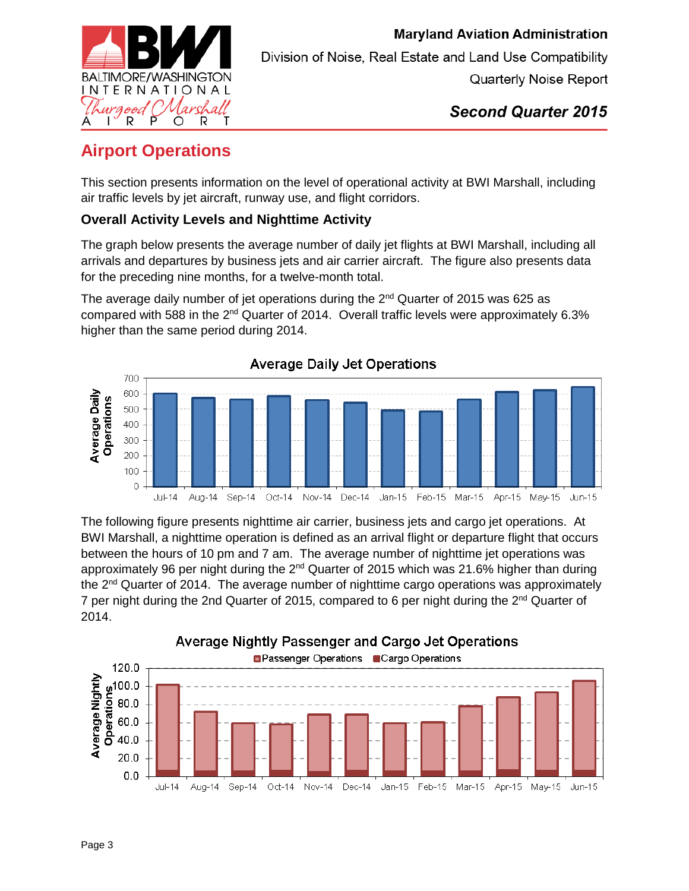Maryland Aviation Administration

Division of Noise, Real Estate and Land Use Compatibility

Quarterly Noise Report

***Second Quarter 2015***

## Airport Operations

This section presents information on the level of operational activity at BWI Marshall, including air traffic levels by jet aircraft, runway use, and flight corridors.

### Overall Activity Levels and Nighttime Activity

The graph below presents the average number of daily jet flights at BWI Marshall, including all arrivals and departures by business jets and air carrier aircraft. The figure also presents data for the preceding nine months, for a twelve-month total.

The average daily number of jet operations during the 2nd Quarter of 2015 was 625 as compared with 588 in the 2nd Quarter of 2014. Overall traffic levels were approximately 6.3% higher than the same period during 2014.

Average Daily Jet Operations

Average Daily Operations

700
600
500
400
300
200
100
0

Jul-14 Aug-14 Sep-14 Oct-14 Nov-14 Dec-14 Jan-15 Feb-15 Mar-15 Apr-15 May-15 Jun-15

The following figure presents nighttime air carrier, business jets and cargo jet operations. At BWI Marshall, a nighttime operation is defined as an arrival flight or departure flight that occurs between the hours of 10 pm and 7 am. The average number of nighttime jet operations was approximately 96 per night during the 2nd Quarter of 2015 which was 21.6% higher than during the 2nd Quarter of 2014. The average number of nighttime cargo operations was approximately 7 per night during the 2nd Quarter of 2015, compared to 6 per night during the 2nd Quarter of 2014.

Average Nightly Passenger and Cargo Jet Operations

Passenger Operations  Cargo Operations

Average Nightly Operations

120.0
100.0
80.0
60.0
40.0
20.0
0.0

Jul-14 Aug-14 Sep-14 Oct-14 Nov-14 Dec-14 Jan-15 Feb-15 Mar-15 Apr-15 May-15 Jun-15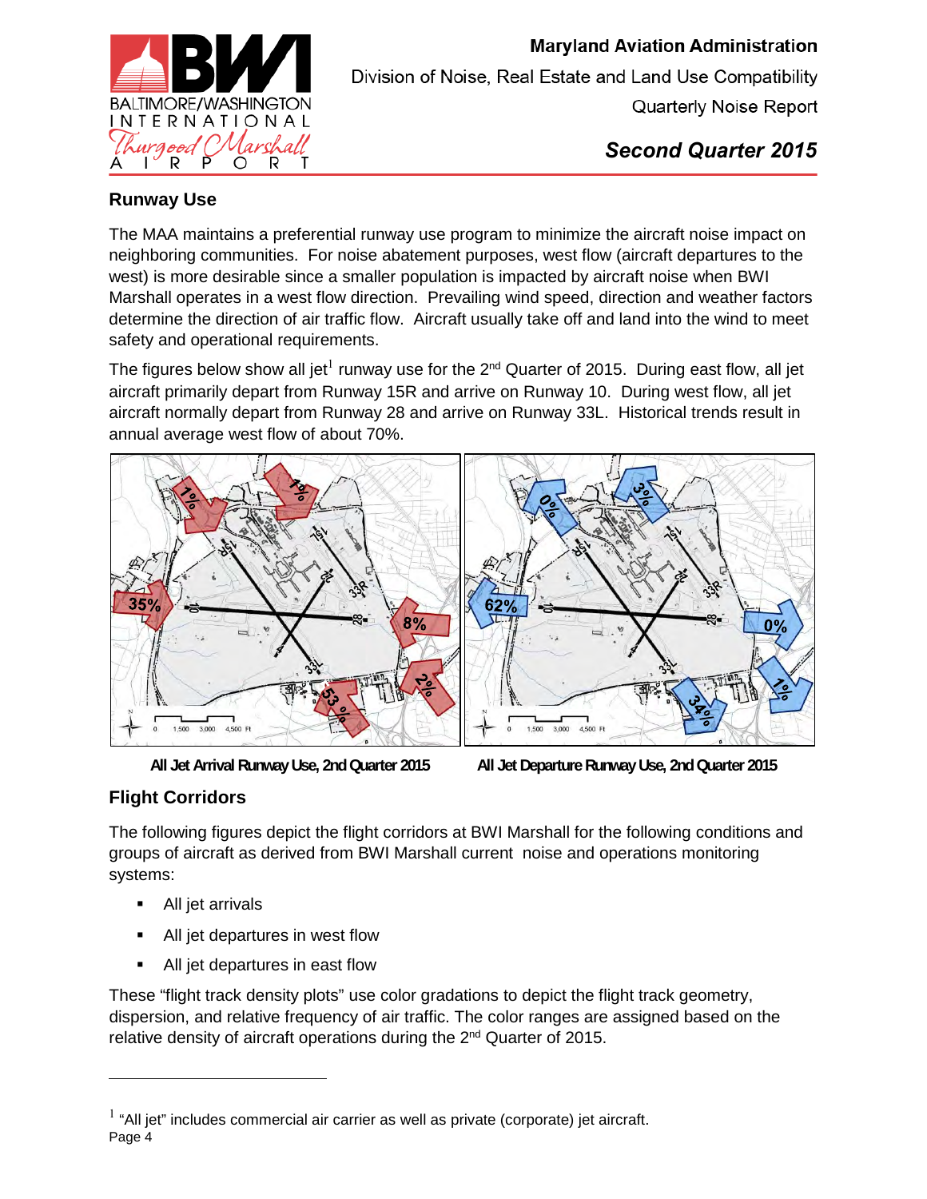## Runway Use

The MAA maintains a preferential runway use program to minimize the aircraft noise impact on neighboring communities. For noise abatement purposes, west flow (aircraft departures to the west) is more desirable since a smaller population is impacted by aircraft noise when BWI Marshall operates in a west flow direction. Prevailing wind speed, direction and weather factors determine the direction of air traffic flow. Aircraft usually take off and land into the wind to meet safety and operational requirements.

The figures below show all jet[1] runway use for the 2nd Quarter of 2015. During east flow, all jet aircraft primarily depart from Runway 15R and arrive on Runway 10. During west flow, all jet aircraft normally depart from Runway 28 and arrive on Runway 33L. Historical trends result in annual average west flow of about 70%.

1%
1%
35%
8%
2%
53%
15R
15L
10
28
22
33R
33L
4
0 1,500 3,000 4,500 Ft

All Jet Arrival Runway Use, 2nd Quarter 2015

0%
3%
62%
0%
1%
34%
15R
15L
10
28
22
33R
33L
4
0 1,500 3,000 4,500 Ft

All Jet Departure Runway Use, 2nd Quarter 2015

## Flight Corridors

The following figures depict the flight corridors at BWI Marshall for the following conditions and groups of aircraft as derived from BWI Marshall current noise and operations monitoring systems:

- All jet arrivals
- All jet departures in west flow
- All jet departures in east flow

These "flight track density plots" use color gradations to depict the flight track geometry, dispersion, and relative frequency of air traffic. The color ranges are assigned based on the relative density of aircraft operations during the 2nd Quarter of 2015.

[1] "All jet" includes commercial air carrier as well as private (corporate) jet aircraft.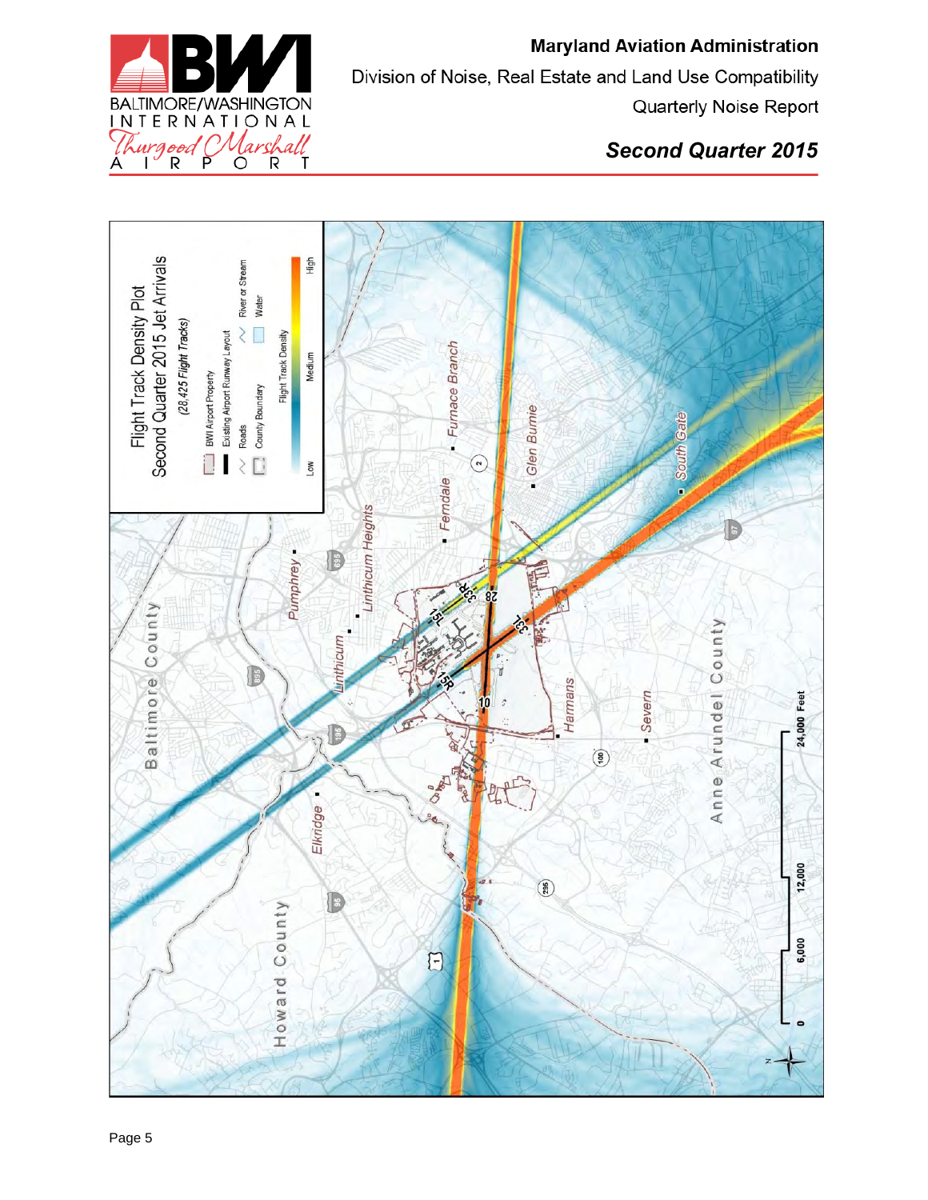Maryland Aviation Administration

Division of Noise, Real Estate and Land Use Compatibility

Quarterly Noise Report

***Second Quarter 2015***

Flight Track Density Plot
Second Quarter 2015 Jet Arrivals
(28,425 Flight Tracks)

BWI Airport Property
Existing Airport Runway Layout
Roads
County Boundary
River or Stream
Water

Flight Track Density
Low
Medium
High

Baltimore County
Howard County
Anne Arundel County

Pumphrey
Linthicum Heights
Linthicum
Ferndale
Furnace Branch
Glen Burnie
South Gate
Harmans
Severn
Elkridge

15L
33R
28
33L
15R
10

0 6,000 12,000 24,000 Feet

N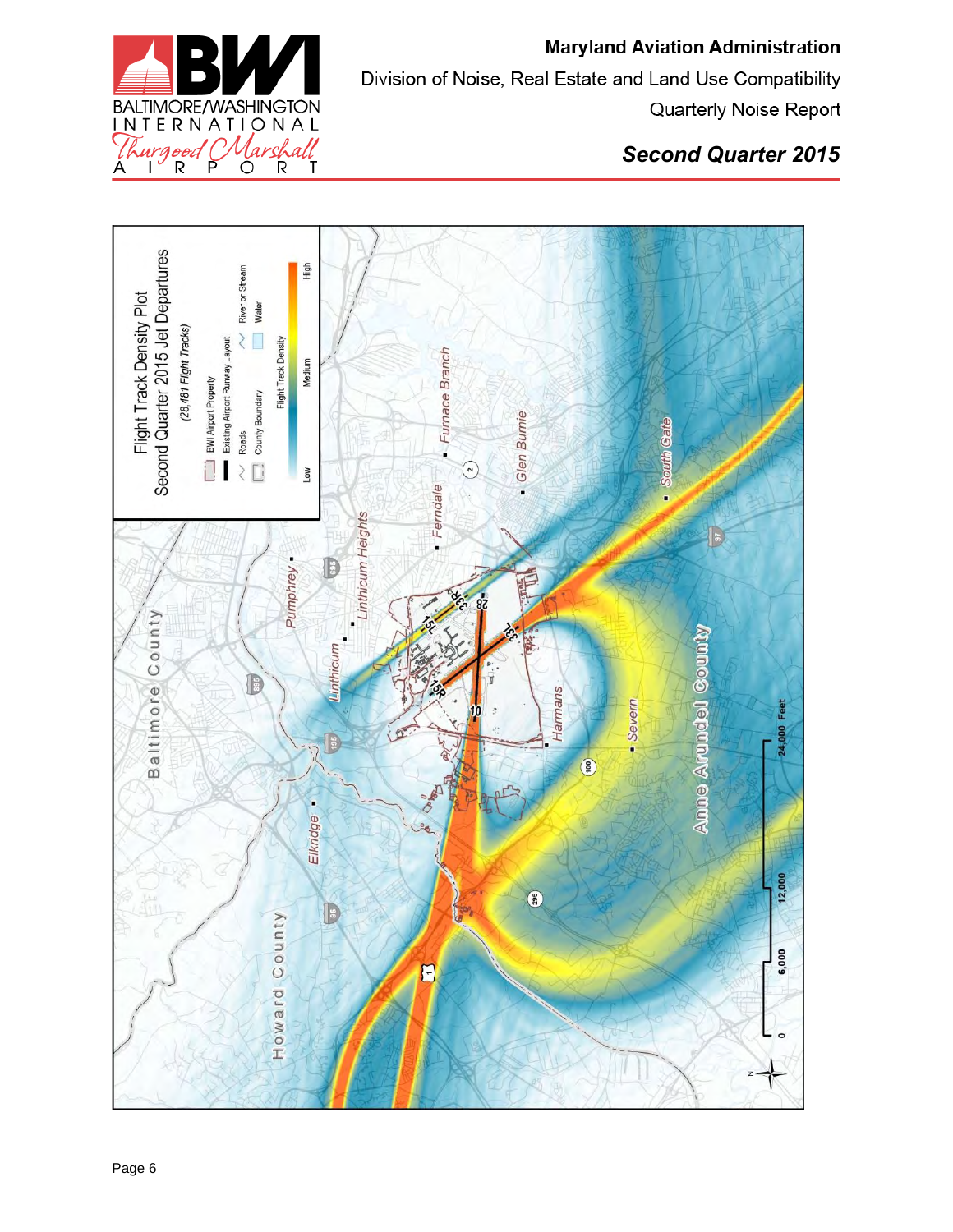Maryland Aviation Administration

Division of Noise, Real Estate and Land Use Compatibility

Quarterly Noise Report

***Second Quarter 2015***

Flight Track Density Plot
Second Quarter 2015 Jet Departures
*(28,481 Flight Tracks)*

BWI Airport Property
Existing Airport Runway Layout
Roads
County Boundary
River or Stream
Water
Flight Track Density
Low
Medium
High

Baltimore County
Howard County
Anne Arundel County
Furnace Branch
Glen Burnie
South Gate
Ferndale
Pumphrey
Linthicum Heights
Linthicum
Harmans
Severn
Elkridge
15L
33R
28
33L
15R
10
2
97
695
895
195
95
100
295
1
0
6,000
12,000
24,000 Feet
N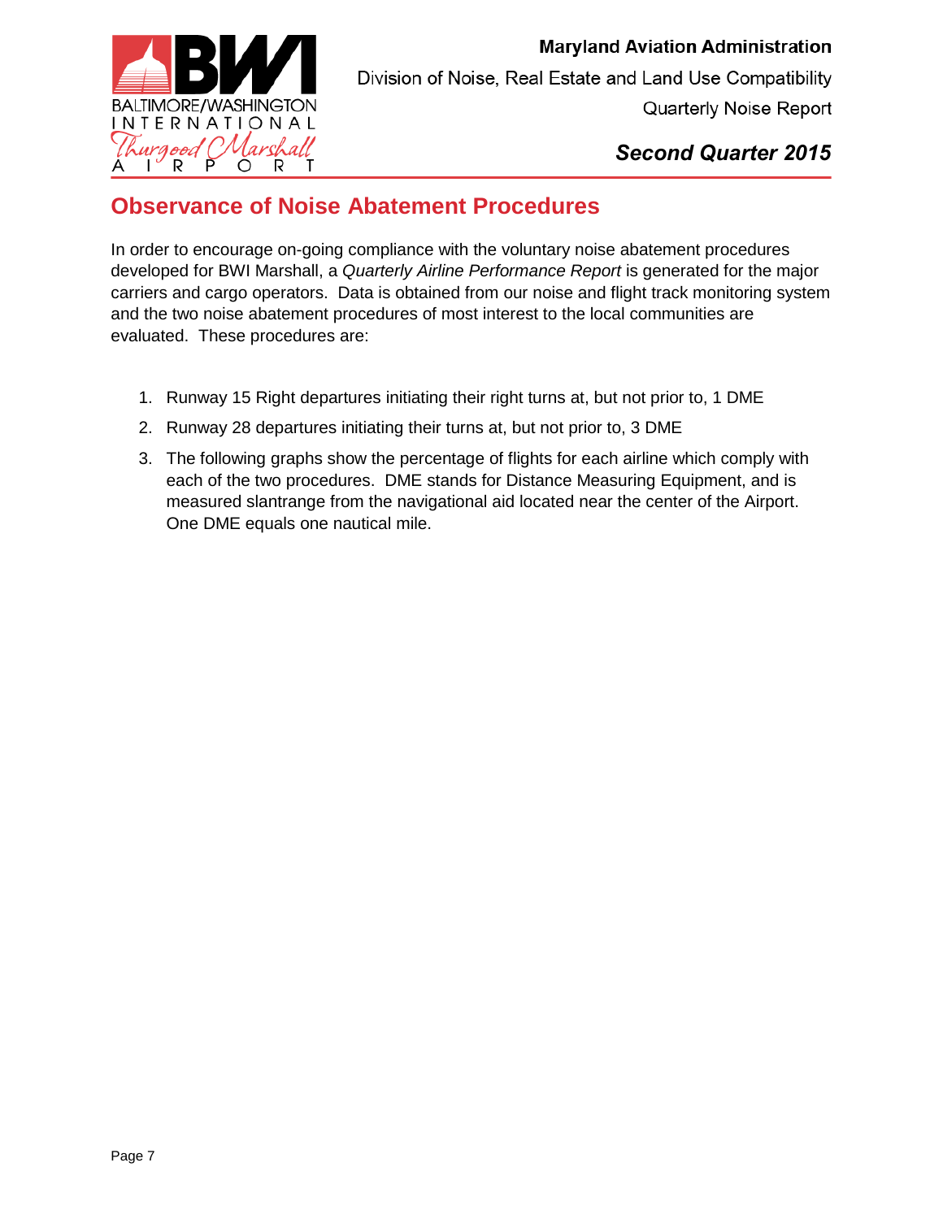## Observance of Noise Abatement Procedures

In order to encourage on-going compliance with the voluntary noise abatement procedures developed for BWI Marshall, a *Quarterly Airline Performance Report* is generated for the major carriers and cargo operators. Data is obtained from our noise and flight track monitoring system and the two noise abatement procedures of most interest to the local communities are evaluated. These procedures are:

1. Runway 15 Right departures initiating their right turns at, but not prior to, 1 DME
2. Runway 28 departures initiating their turns at, but not prior to, 3 DME
3. The following graphs show the percentage of flights for each airline which comply with each of the two procedures. DME stands for Distance Measuring Equipment, and is measured slantrange from the navigational aid located near the center of the Airport. One DME equals one nautical mile.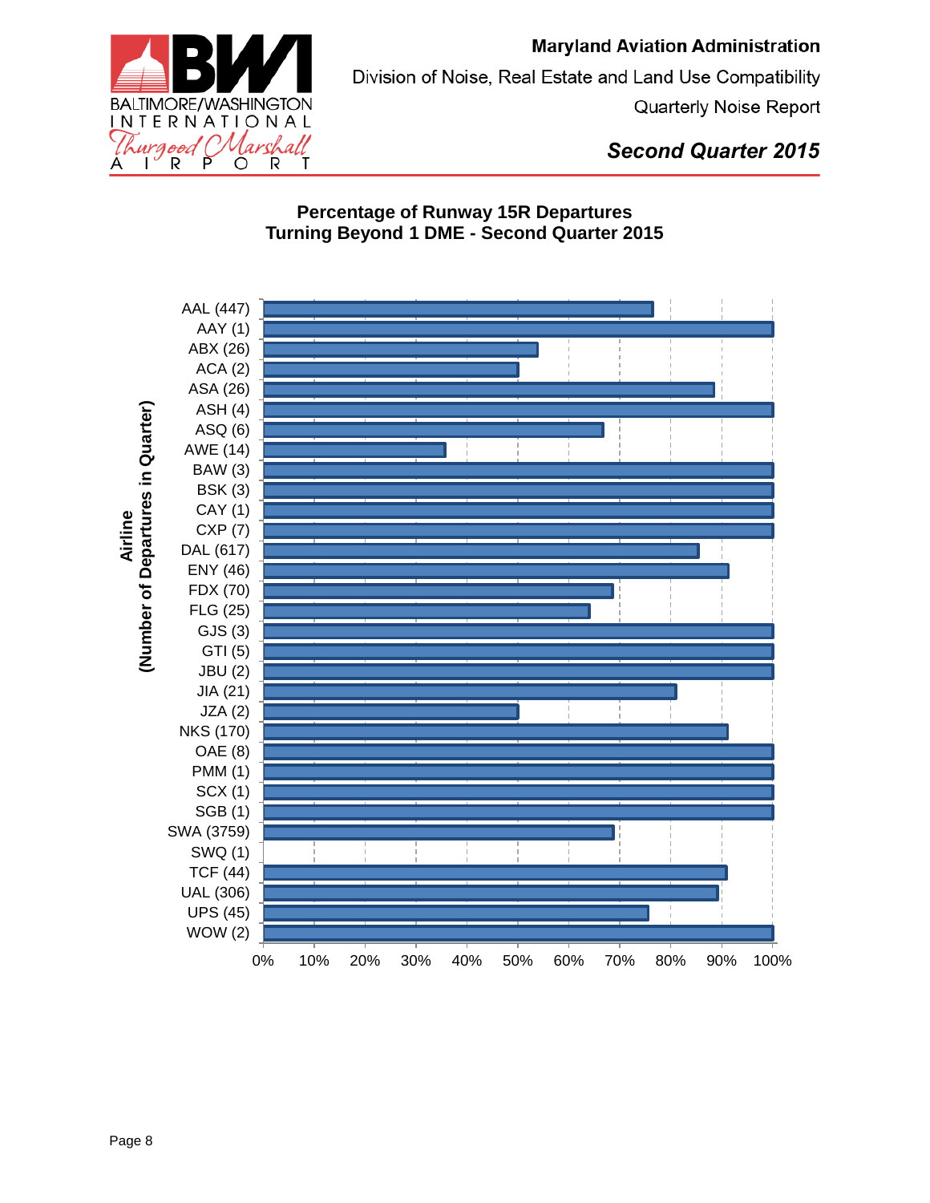Maryland Aviation Administration

Division of Noise, Real Estate and Land Use Compatibility

Quarterly Noise Report

***Second Quarter 2015***

## Percentage of Runway 15R Departures Turning Beyond 1 DME - Second Quarter 2015

Airline (Number of Departures in Quarter)

AAL (447)
AAY (1)
ABX (26)
ACA (2)
ASA (26)
ASH (4)
ASQ (6)
AWE (14)
BAW (3)
BSK (3)
CAY (1)
CXP (7)
DAL (617)
ENY (46)
FDX (70)
FLG (25)
GJS (3)
GTI (5)
JBU (2)
JIA (21)
JZA (2)
NKS (170)
OAE (8)
PMM (1)
SCX (1)
SGB (1)
SWA (3759)
SWQ (1)
TCF (44)
UAL (306)
UPS (45)
WOW (2)

0% 10% 20% 30% 40% 50% 60% 70% 80% 90% 100%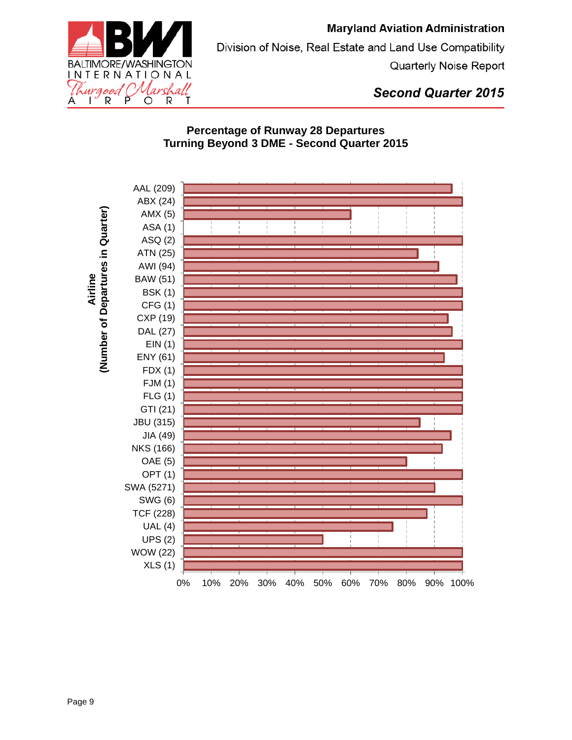Maryland Aviation Administration

Division of Noise, Real Estate and Land Use Compatibility

Quarterly Noise Report

***Second Quarter 2015***

## Percentage of Runway 28 Departures Turning Beyond 3 DME - Second Quarter 2015

Airline (Number of Departures in Quarter)

AAL (209)
ABX (24)
AMX (5)
ASA (1)
ASQ (2)
ATN (25)
AWI (94)
BAW (51)
BSK (1)
CFG (1)
CXP (19)
DAL (27)
EIN (1)
ENY (61)
FDX (1)
FJM (1)
FLG (1)
GTI (21)
JBU (315)
JIA (49)
NKS (166)
OAE (5)
OPT (1)
SWA (5271)
SWG (6)
TCF (228)
UAL (4)
UPS (2)
WOW (22)
XLS (1)

0% 10% 20% 30% 40% 50% 60% 70% 80% 90% 100%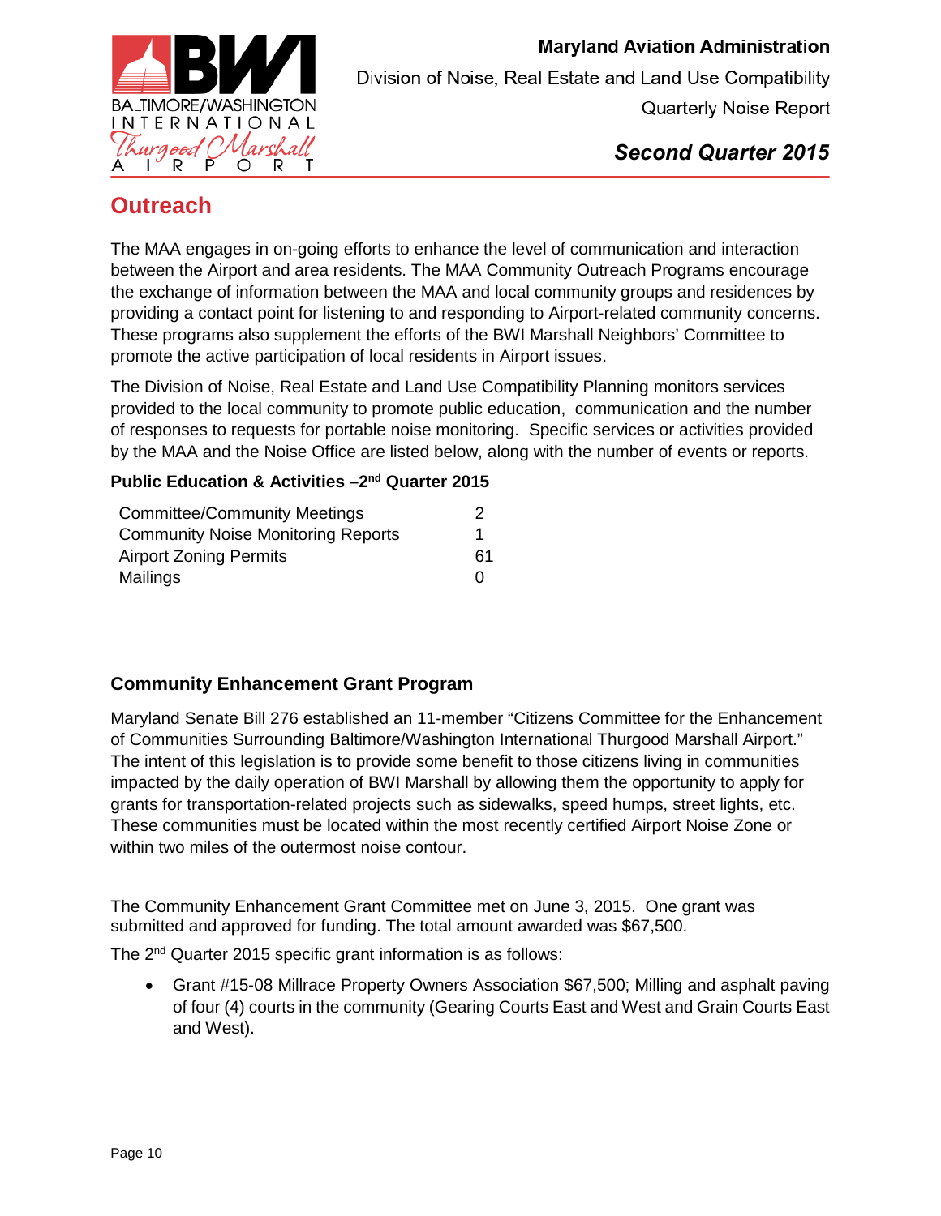# Outreach

The MAA engages in on-going efforts to enhance the level of communication and interaction between the Airport and area residents. The MAA Community Outreach Programs encourage the exchange of information between the MAA and local community groups and residences by providing a contact point for listening to and responding to Airport-related community concerns. These programs also supplement the efforts of the BWI Marshall Neighbors' Committee to promote the active participation of local residents in Airport issues.

The Division of Noise, Real Estate and Land Use Compatibility Planning monitors services provided to the local community to promote public education, communication and the number of responses to requests for portable noise monitoring. Specific services or activities provided by the MAA and the Noise Office are listed below, along with the number of events or reports.

**Public Education & Activities –2nd Quarter 2015**

| Activity | Count |
|---|---|
| Committee/Community Meetings | 2 |
| Community Noise Monitoring Reports | 1 |
| Airport Zoning Permits | 61 |
| Mailings | 0 |

## Community Enhancement Grant Program

Maryland Senate Bill 276 established an 11-member "Citizens Committee for the Enhancement of Communities Surrounding Baltimore/Washington International Thurgood Marshall Airport." The intent of this legislation is to provide some benefit to those citizens living in communities impacted by the daily operation of BWI Marshall by allowing them the opportunity to apply for grants for transportation-related projects such as sidewalks, speed humps, street lights, etc. These communities must be located within the most recently certified Airport Noise Zone or within two miles of the outermost noise contour.

The Community Enhancement Grant Committee met on June 3, 2015. One grant was submitted and approved for funding. The total amount awarded was $67,500.

The 2nd Quarter 2015 specific grant information is as follows:

- Grant #15-08 Millrace Property Owners Association $67,500; Milling and asphalt paving of four (4) courts in the community (Gearing Courts East and West and Grain Courts East and West).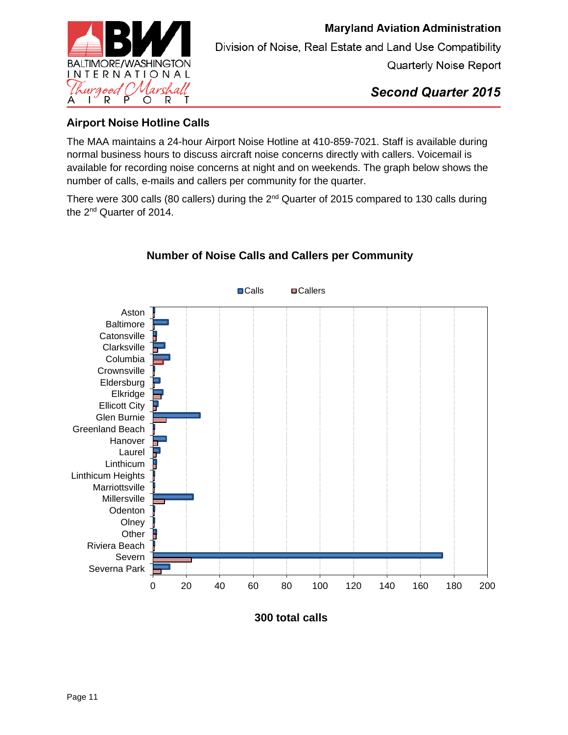Maryland Aviation Administration

Division of Noise, Real Estate and Land Use Compatibility

Quarterly Noise Report

***Second Quarter 2015***

## Airport Noise Hotline Calls

The MAA maintains a 24-hour Airport Noise Hotline at 410-859-7021. Staff is available during normal business hours to discuss aircraft noise concerns directly with callers. Voicemail is available for recording noise concerns at night and on weekends. The graph below shows the number of calls, e-mails and callers per community for the quarter.

There were 300 calls (80 callers) during the 2nd Quarter of 2015 compared to 130 calls during the 2nd Quarter of 2014.

**Number of Noise Calls and Callers per Community**

Calls
Callers

Aston
Baltimore
Catonsville
Clarksville
Columbia
Crownsville
Eldersburg
Elkridge
Ellicott City
Glen Burnie
Greenland Beach
Hanover
Laurel
Linthicum
Linthicum Heights
Marriottsville
Millersville
Odenton
Olney
Other
Riviera Beach
Severn
Severna Park

0 20 40 60 80 100 120 140 160 180 200

**300 total calls**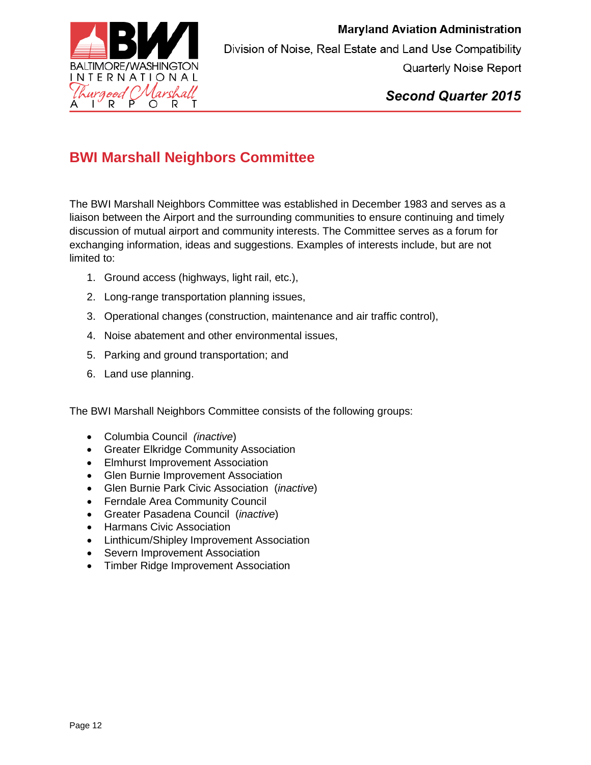## BWI Marshall Neighbors Committee

The BWI Marshall Neighbors Committee was established in December 1983 and serves as a liaison between the Airport and the surrounding communities to ensure continuing and timely discussion of mutual airport and community interests. The Committee serves as a forum for exchanging information, ideas and suggestions. Examples of interests include, but are not limited to:

1. Ground access (highways, light rail, etc.),
2. Long-range transportation planning issues,
3. Operational changes (construction, maintenance and air traffic control),
4. Noise abatement and other environmental issues,
5. Parking and ground transportation; and
6. Land use planning.

The BWI Marshall Neighbors Committee consists of the following groups:

- Columbia Council (*inactive*)
- Greater Elkridge Community Association
- Elmhurst Improvement Association
- Glen Burnie Improvement Association
- Glen Burnie Park Civic Association (*inactive*)
- Ferndale Area Community Council
- Greater Pasadena Council (*inactive*)
- Harmans Civic Association
- Linthicum/Shipley Improvement Association
- Severn Improvement Association
- Timber Ridge Improvement Association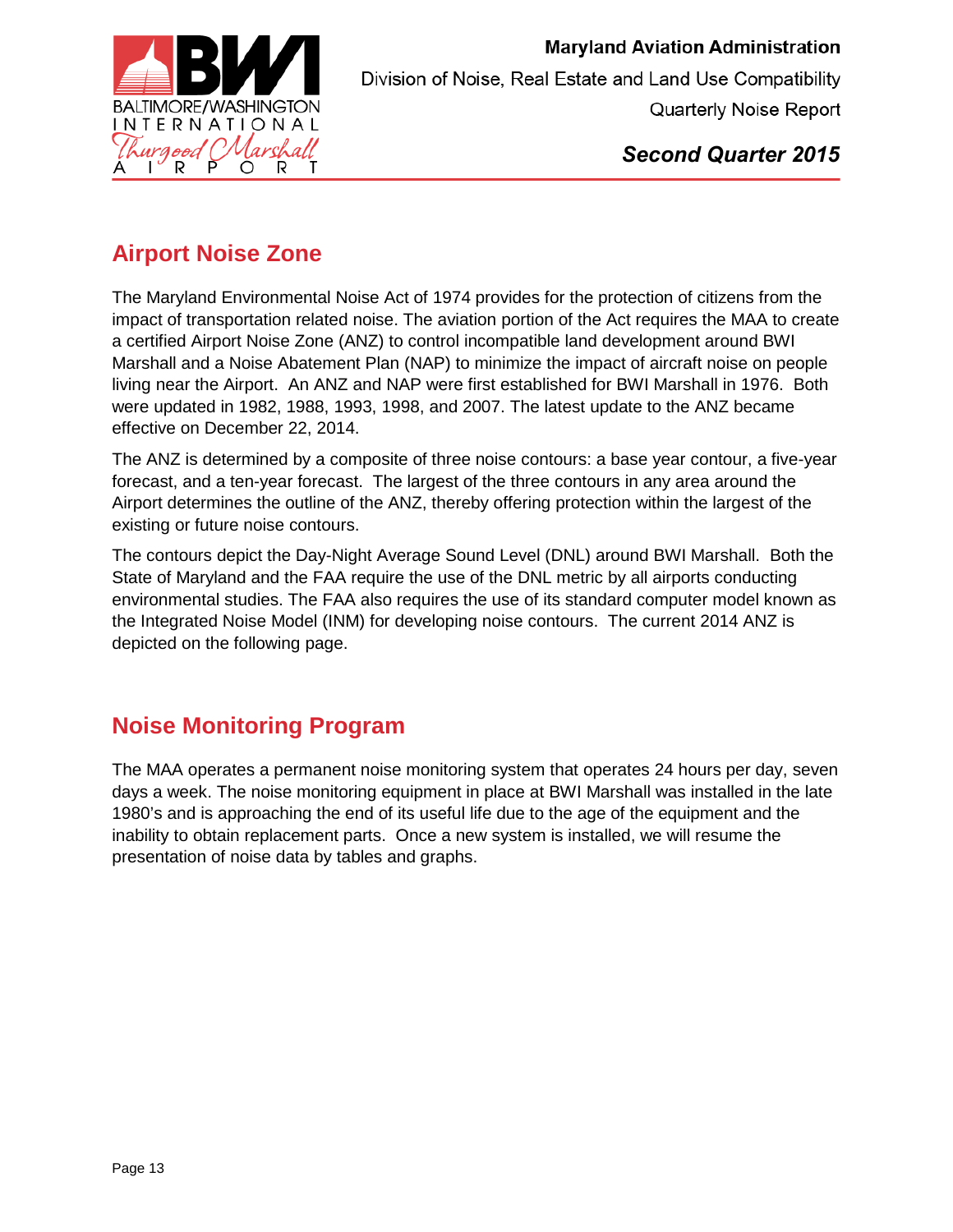## Airport Noise Zone

The Maryland Environmental Noise Act of 1974 provides for the protection of citizens from the impact of transportation related noise. The aviation portion of the Act requires the MAA to create a certified Airport Noise Zone (ANZ) to control incompatible land development around BWI Marshall and a Noise Abatement Plan (NAP) to minimize the impact of aircraft noise on people living near the Airport. An ANZ and NAP were first established for BWI Marshall in 1976. Both were updated in 1982, 1988, 1993, 1998, and 2007. The latest update to the ANZ became effective on December 22, 2014.

The ANZ is determined by a composite of three noise contours: a base year contour, a five-year forecast, and a ten-year forecast. The largest of the three contours in any area around the Airport determines the outline of the ANZ, thereby offering protection within the largest of the existing or future noise contours.

The contours depict the Day-Night Average Sound Level (DNL) around BWI Marshall. Both the State of Maryland and the FAA require the use of the DNL metric by all airports conducting environmental studies. The FAA also requires the use of its standard computer model known as the Integrated Noise Model (INM) for developing noise contours. The current 2014 ANZ is depicted on the following page.

## Noise Monitoring Program

The MAA operates a permanent noise monitoring system that operates 24 hours per day, seven days a week. The noise monitoring equipment in place at BWI Marshall was installed in the late 1980's and is approaching the end of its useful life due to the age of the equipment and the inability to obtain replacement parts. Once a new system is installed, we will resume the presentation of noise data by tables and graphs.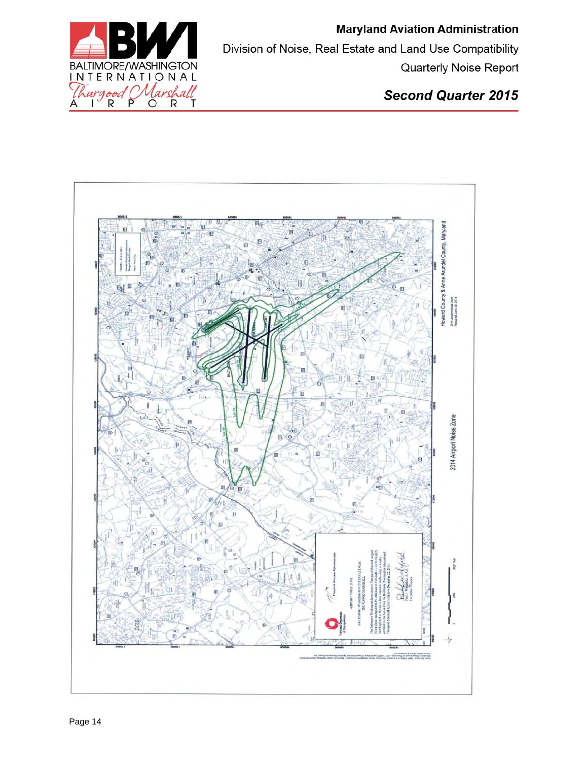Howard County & Anne Arundel County, Maryland

2014 Airport Noise Zone